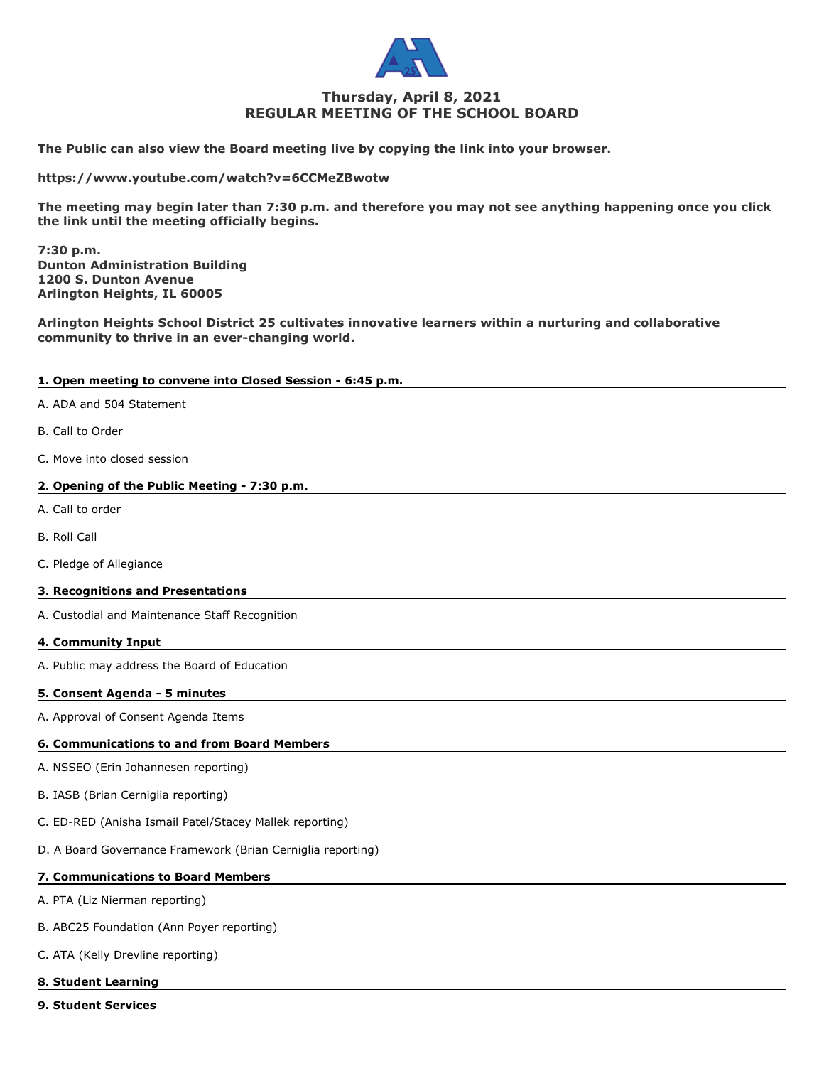# Thursday, April 8, 2021
# REGULAR MEETING OF THE SCHOOL BOARD

**The Public can also view the Board meeting live by copying the link into your browser.**

**https://www.youtube.com/watch?v=6CCMeZBwotw**

**The meeting may begin later than 7:30 p.m. and therefore you may not see anything happening once you click the link until the meeting officially begins.**

**7:30 p.m.**
**Dunton Administration Building**
**1200 S. Dunton Avenue**
**Arlington Heights, IL 60005**

**Arlington Heights School District 25 cultivates innovative learners within a nurturing and collaborative community to thrive in an ever-changing world.**

## 1. Open meeting to convene into Closed Session - 6:45 p.m.

A. ADA and 504 Statement

B. Call to Order

C. Move into closed session

## 2. Opening of the Public Meeting - 7:30 p.m.

A. Call to order

B. Roll Call

C. Pledge of Allegiance

## 3. Recognitions and Presentations

A. Custodial and Maintenance Staff Recognition

## 4. Community Input

A. Public may address the Board of Education

## 5. Consent Agenda - 5 minutes

A. Approval of Consent Agenda Items

## 6. Communications to and from Board Members

A. NSSEO (Erin Johannesen reporting)

B. IASB (Brian Cerniglia reporting)

C. ED-RED (Anisha Ismail Patel/Stacey Mallek reporting)

D. A Board Governance Framework (Brian Cerniglia reporting)

## 7. Communications to Board Members

A. PTA (Liz Nierman reporting)

B. ABC25 Foundation (Ann Poyer reporting)

C. ATA (Kelly Drevline reporting)

## 8. Student Learning

## 9. Student Services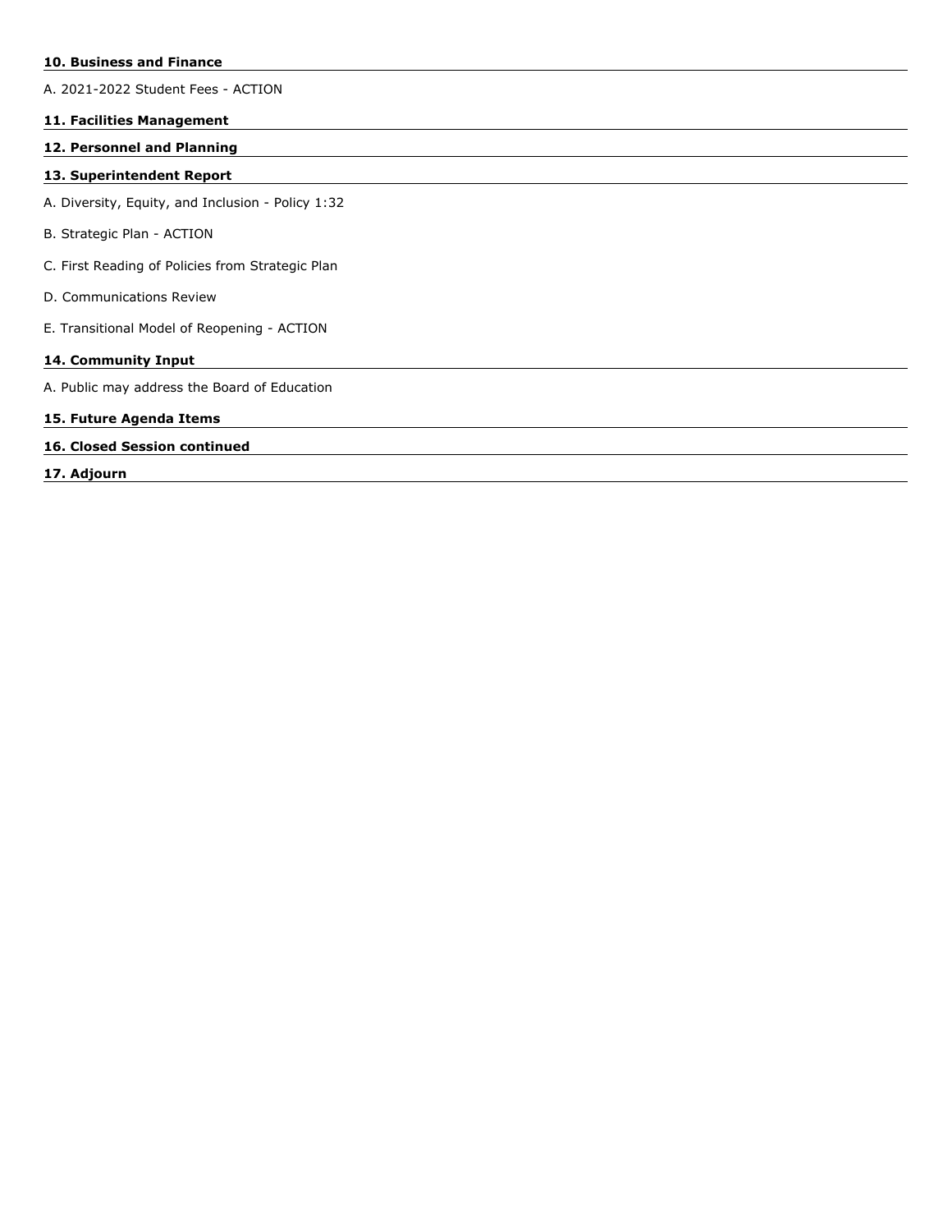**10. Business and Finance**

A. 2021-2022 Student Fees - ACTION

**11. Facilities Management**

**12. Personnel and Planning**

**13. Superintendent Report**

A. Diversity, Equity, and Inclusion - Policy 1:32

B. Strategic Plan - ACTION

C. First Reading of Policies from Strategic Plan

D. Communications Review

E. Transitional Model of Reopening - ACTION

**14. Community Input**

A. Public may address the Board of Education

**15. Future Agenda Items**

**16. Closed Session continued**

**17. Adjourn**